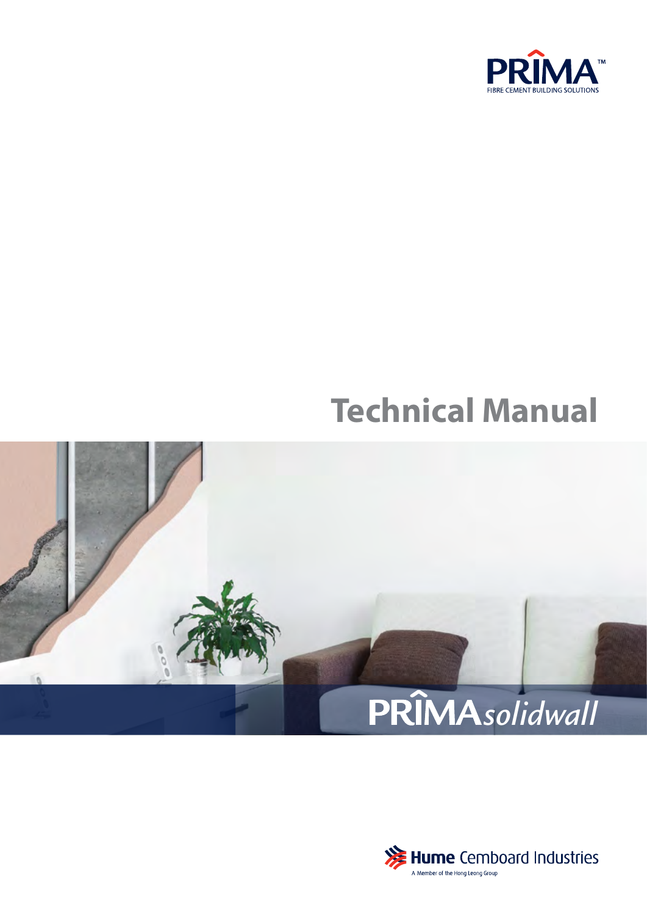PRÎMA™

FIBRE CEMENT BUILDING SOLUTIONS

# Technical Manual

PRÎMA*solidwall*

Hume Cemboard Industries

A Member of the Hong Leong Group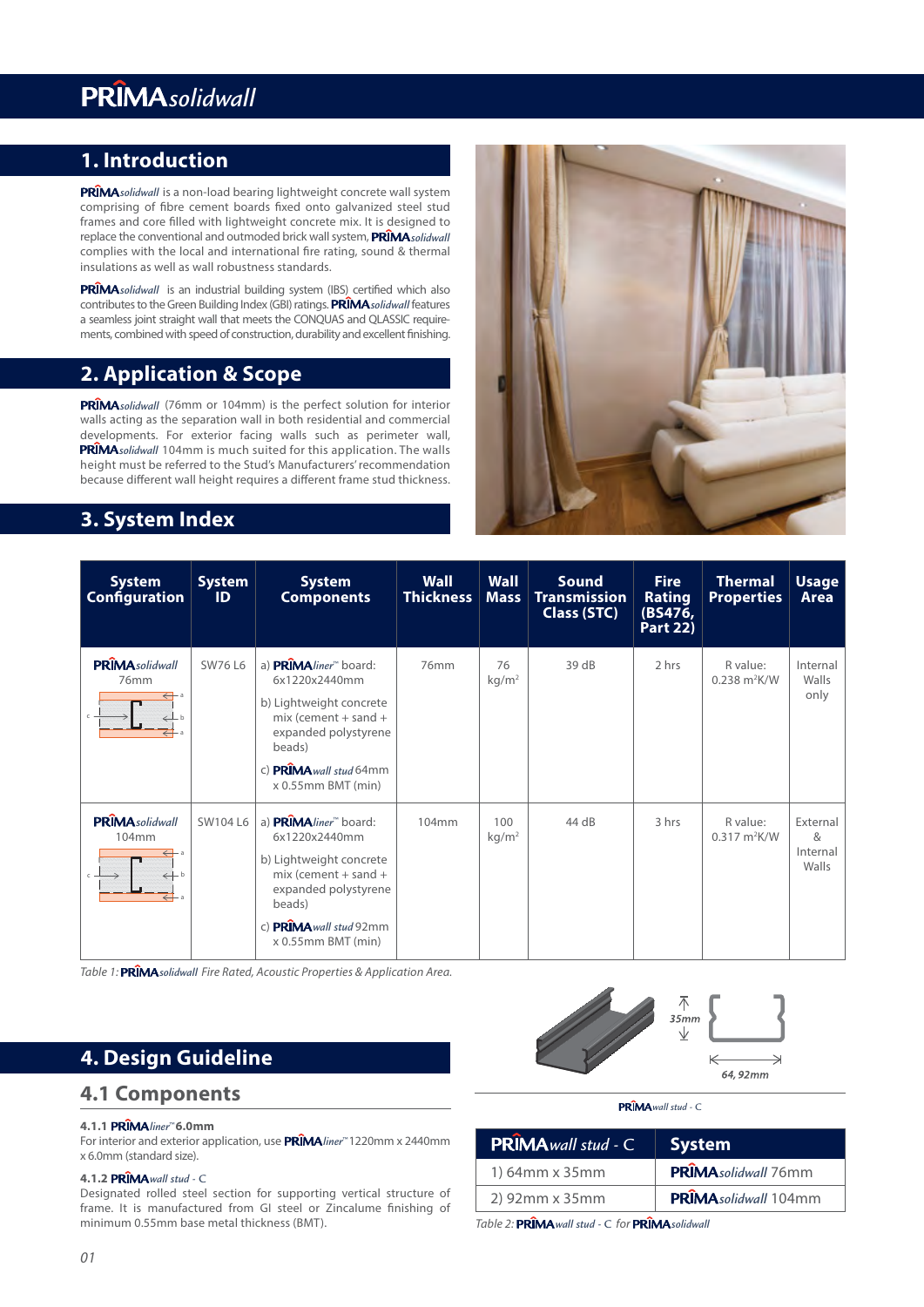# PRIMA solidwall

## 1. Introduction

**PRIMA** *solidwall* is a non-load bearing lightweight concrete wall system comprising of fibre cement boards fixed onto galvanized steel stud frames and core filled with lightweight concrete mix. It is designed to replace the conventional and outmoded brick wall system, **PRIMA** *solidwall* complies with the local and international fire rating, sound & thermal insulations as well as wall robustness standards.

**PRIMA** *solidwall* is an industrial building system (IBS) certified which also contributes to the Green Building Index (GBI) ratings. **PRIMA** *solidwall* features a seamless joint straight wall that meets the CONQUAS and QLASSIC requirements, combined with speed of construction, durability and excellent finishing.

## 2. Application & Scope

**PRIMA** *solidwall* (76mm or 104mm) is the perfect solution for interior walls acting as the separation wall in both residential and commercial developments. For exterior facing walls such as perimeter wall, **PRIMA** *solidwall* 104mm is much suited for this application. The walls height must be referred to the Stud's Manufacturers' recommendation because different wall height requires a different frame stud thickness.

## 3. System Index

| System Configuration | System ID | System Components | Wall Thickness | Wall Mass | Sound Transmission Class (STC) | Fire Rating (BS476, Part 22) | Thermal Properties | Usage Area |
|---|---|---|---|---|---|---|---|---|
| **PRIMA** *solidwall* 76mm | SW76 L6 | a) **PRIMA** *liner*™ board: 6x1220x2440mm<br>b) Lightweight concrete mix (cement + sand + expanded polystyrene beads)<br>c) **PRIMA** *wall stud* 64mm x 0.55mm BMT (min) | 76mm | 76 kg/m² | 39 dB | 2 hrs | R value: 0.238 m²K/W | Internal Walls only |
| **PRIMA** *solidwall* 104mm | SW104 L6 | a) **PRIMA** *liner*™ board: 6x1220x2440mm<br>b) Lightweight concrete mix (cement + sand + expanded polystyrene beads)<br>c) **PRIMA** *wall stud* 92mm x 0.55mm BMT (min) | 104mm | 100 kg/m² | 44 dB | 3 hrs | R value: 0.317 m²K/W | External & Internal Walls |

*Table 1: **PRIMA** solidwall Fire Rated, Acoustic Properties & Application Area.*

## 4. Design Guideline

### 4.1 Components

#### 4.1.1 PRIMA *liner*™ 6.0mm

For interior and exterior application, use **PRIMA** *liner*™ 1220mm x 2440mm x 6.0mm (standard size).

#### 4.1.2 PRIMA *wall stud* - C

Designated rolled steel section for supporting vertical structure of frame. It is manufactured from GI steel or Zincalume finishing of minimum 0.55mm base metal thickness (BMT).

35mm

64, 92mm

**PRIMA** *wall stud* - C

| **PRIMA** *wall stud* - C | System |
|---|---|
| 1) 64mm x 35mm | **PRIMA** *solidwall* 76mm |
| 2) 92mm x 35mm | **PRIMA** *solidwall* 104mm |

*Table 2: **PRIMA** wall stud - C for **PRIMA** solidwall*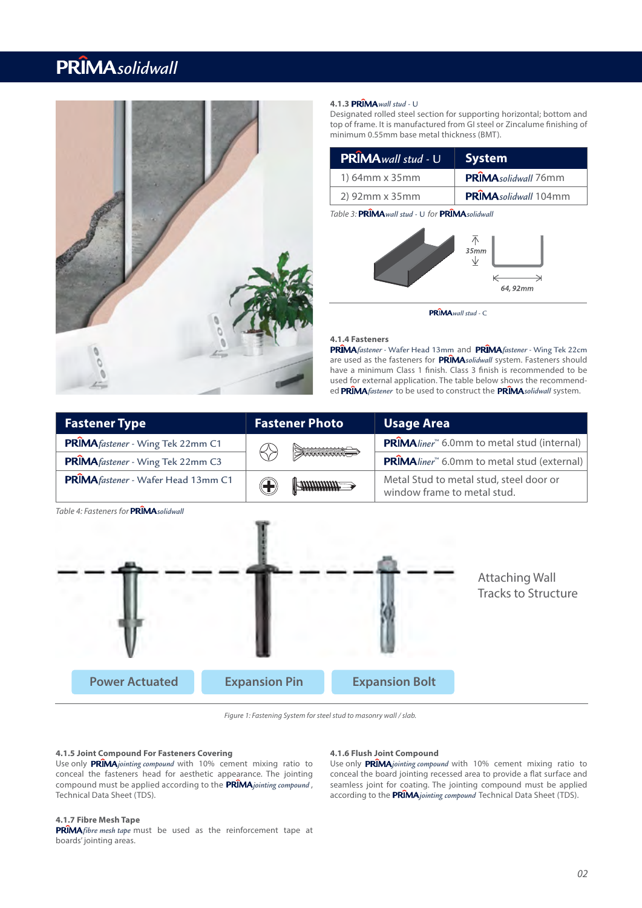#### 4.1.3 PRIMA*wall stud* - U

Designated rolled steel section for supporting horizontal; bottom and top of frame. It is manufactured from GI steel or Zincalume finishing of minimum 0.55mm base metal thickness (BMT).

| PRIMA*wall stud* - U | System |
|---|---|
| 1) 64mm x 35mm | PRIMA*solidwall* 76mm |
| 2) 92mm x 35mm | PRIMA*solidwall* 104mm |

*Table 3: PRIMAwall stud - U for PRIMAsolidwall*

35mm

64, 92mm

PRIMA*wall stud* - C

#### 4.1.4 Fasteners

PRIMA*fastener* - Wafer Head 13mm and PRIMA*fastener* - Wing Tek 22cm are used as the fasteners for PRIMA*solidwall* system. Fasteners should have a minimum Class 1 finish. Class 3 finish is recommended to be used for external application. The table below shows the recommended PRIMA*fastener* to be used to construct the PRIMA*solidwall* system.

| Fastener Type | Fastener Photo | Usage Area |
|---|---|---|
| PRIMA*fastener* - Wing Tek 22mm C1 | | PRIMA*liner*™ 6.0mm to metal stud (internal) |
| PRIMA*fastener* - Wing Tek 22mm C3 | | PRIMA*liner*™ 6.0mm to metal stud (external) |
| PRIMA*fastener* - Wafer Head 13mm C1 | | Metal Stud to metal stud, steel door or window frame to metal stud. |

*Table 4: Fasteners for PRIMAsolidwall*

Attaching Wall Tracks to Structure

Power Actuated | Expansion Pin | Expansion Bolt

*Figure 1: Fastening System for steel stud to masonry wall / slab.*

#### 4.1.5 Joint Compound For Fasteners Covering

Use only PRIMA*jointing compound* with 10% cement mixing ratio to conceal the fasteners head for aesthetic appearance. The jointing compound must be applied according to the PRIMA*jointing compound* , Technical Data Sheet (TDS).

#### 4.1.6 Flush Joint Compound

Use only PRIMA*jointing compound* with 10% cement mixing ratio to conceal the board jointing recessed area to provide a flat surface and seamless joint for coating. The jointing compound must be applied according to the PRIMA*jointing compound* Technical Data Sheet (TDS).

#### 4.1.7 Fibre Mesh Tape

PRIMA*fibre mesh tape* must be used as the reinforcement tape at boards' jointing areas.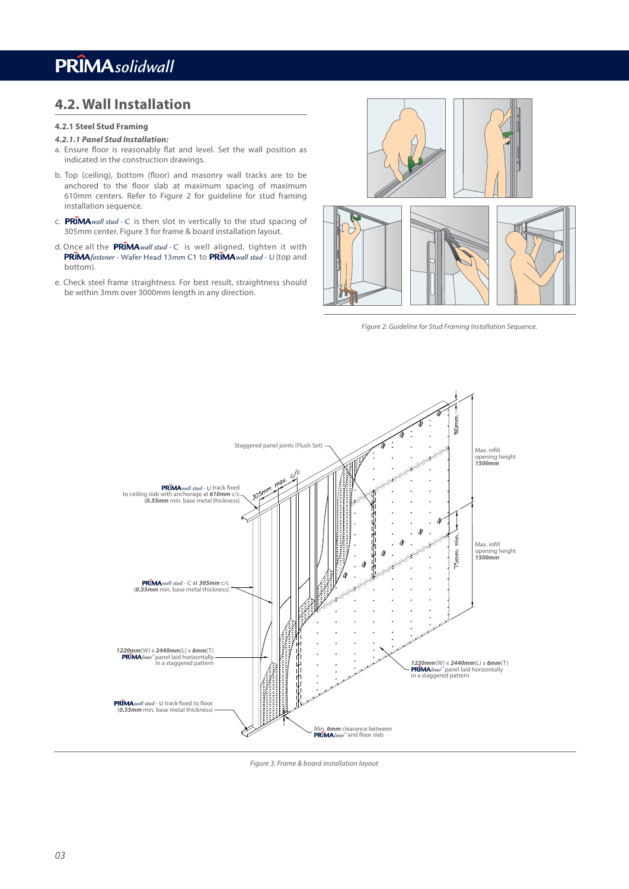## 4.2. Wall Installation

### 4.2.1 Steel Stud Framing

#### *4.2.1.1 Panel Stud Installation:*

a. Ensure floor is reasonably flat and level. Set the wall position as indicated in the construction drawings.

b. Top (ceiling), bottom (floor) and masonry wall tracks are to be anchored to the floor slab at maximum spacing of maximum 610mm centers. Refer to Figure 2 for guideline for stud framing installation sequence.

c. **PRIMA***wall stud* - C is then slot in vertically to the stud spacing of 305mm center. Figure 3 for frame & board installation layout.

d. Once all the **PRIMA***wall stud* - C is well aligned, tighten it with **PRIMA***fastener* - Wafer Head 13mm C1 to **PRIMA***wall stud* - U (top and bottom).

e. Check steel frame straightness. For best result, straightness should be within 3mm over 3000mm length in any direction.

*Figure 2: Guideline for Stud Framing Installation Sequence.*

*Figure 3: Frame & board installation layout*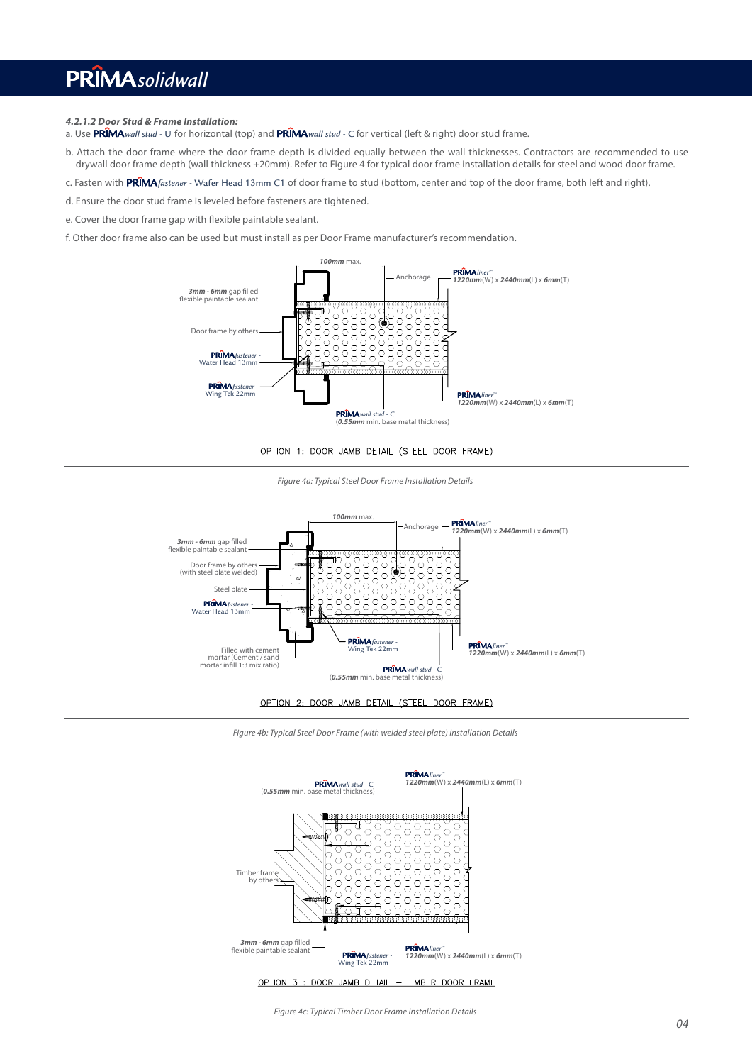#### 4.2.1.2 Door Stud & Frame Installation:

a. Use **PRIMA***wall stud* - U for horizontal (top) and **PRIMA***wall stud* - C for vertical (left & right) door stud frame.

b. Attach the door frame where the door frame depth is divided equally between the wall thicknesses. Contractors are recommended to use drywall door frame depth (wall thickness +20mm). Refer to Figure 4 for typical door frame installation details for steel and wood door frame.

c. Fasten with **PRIMA***fastener* - Wafer Head 13mm C1 of door frame to stud (bottom, center and top of the door frame, both left and right).

d. Ensure the door stud frame is leveled before fasteners are tightened.

e. Cover the door frame gap with flexible paintable sealant.

f. Other door frame also can be used but must install as per Door Frame manufacturer's recommendation.

***100mm*** max.
Anchorage
**PRIMA***liner*™ ***1220mm***(W) x ***2440mm***(L) x ***6mm***(T)
***3mm - 6mm*** gap filled flexible paintable sealant
Door frame by others
**PRIMA***fastener* - Water Head 13mm
**PRIMA***fastener* - Wing Tek 22mm
**PRIMA***liner*™ ***1220mm***(W) x ***2440mm***(L) x ***6mm***(T)
**PRIMA***wall stud* - C (***0.55mm*** min. base metal thickness)

OPTION 1: DOOR JAMB DETAIL (STEEL DOOR FRAME)

*Figure 4a: Typical Steel Door Frame Installation Details*

***100mm*** max.
Anchorage
**PRIMA***liner*™ ***1220mm***(W) x ***2440mm***(L) x ***6mm***(T)
***3mm - 6mm*** gap filled flexible paintable sealant
Door frame by others (with steel plate welded)
Steel plate
**PRIMA***fastener* - Water Head 13mm
Filled with cement mortar (Cement / sand mortar infill 1:3 mix ratio)
**PRIMA***fastener* - Wing Tek 22mm
**PRIMA***liner*™ ***1220mm***(W) x ***2440mm***(L) x ***6mm***(T)
**PRIMA***wall stud* - C (***0.55mm*** min. base metal thickness)

OPTION 2: DOOR JAMB DETAIL (STEEL DOOR FRAME)

*Figure 4b: Typical Steel Door Frame (with welded steel plate) Installation Details*

**PRIMA***liner*™ ***1220mm***(W) x ***2440mm***(L) x ***6mm***(T)
**PRIMA***wall stud* - C (***0.55mm*** min. base metal thickness)
Timber frame by others
***3mm - 6mm*** gap filled flexible paintable sealant
**PRIMA***fastener* - Wing Tek 22mm
**PRIMA***liner*™ ***1220mm***(W) x ***2440mm***(L) x ***6mm***(T)

OPTION 3 : DOOR JAMB DETAIL – TIMBER DOOR FRAME

*Figure 4c: Typical Timber Door Frame Installation Details*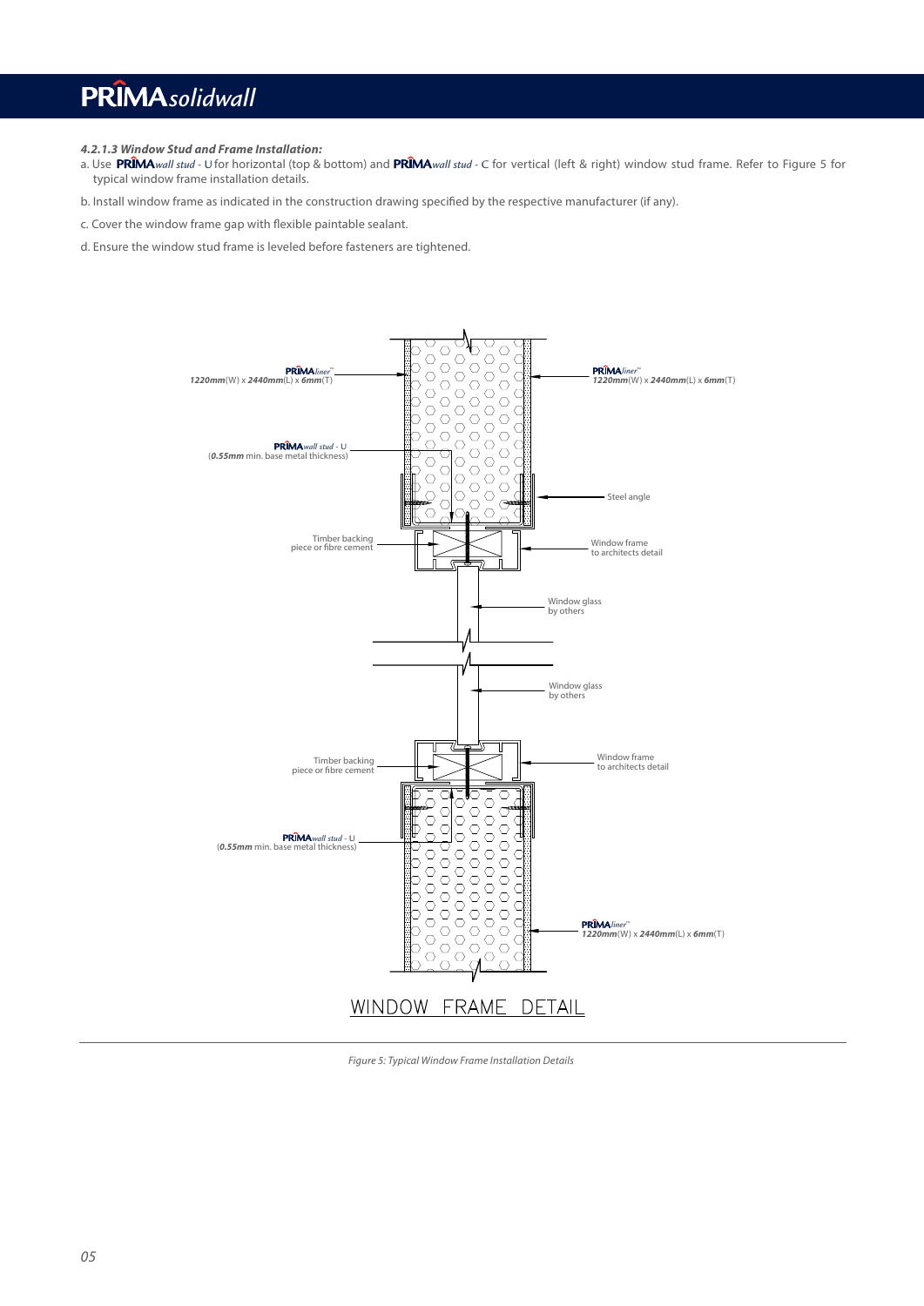#### *4.2.1.3 Window Stud and Frame Installation:*

a. Use **PRIMA***wall stud* - U for horizontal (top & bottom) and **PRIMA***wall stud* - C for vertical (left & right) window stud frame. Refer to Figure 5 for typical window frame installation details.

b. Install window frame as indicated in the construction drawing specified by the respective manufacturer (if any).

c. Cover the window frame gap with flexible paintable sealant.

d. Ensure the window stud frame is leveled before fasteners are tightened.

*Figure 5: Typical Window Frame Installation Details*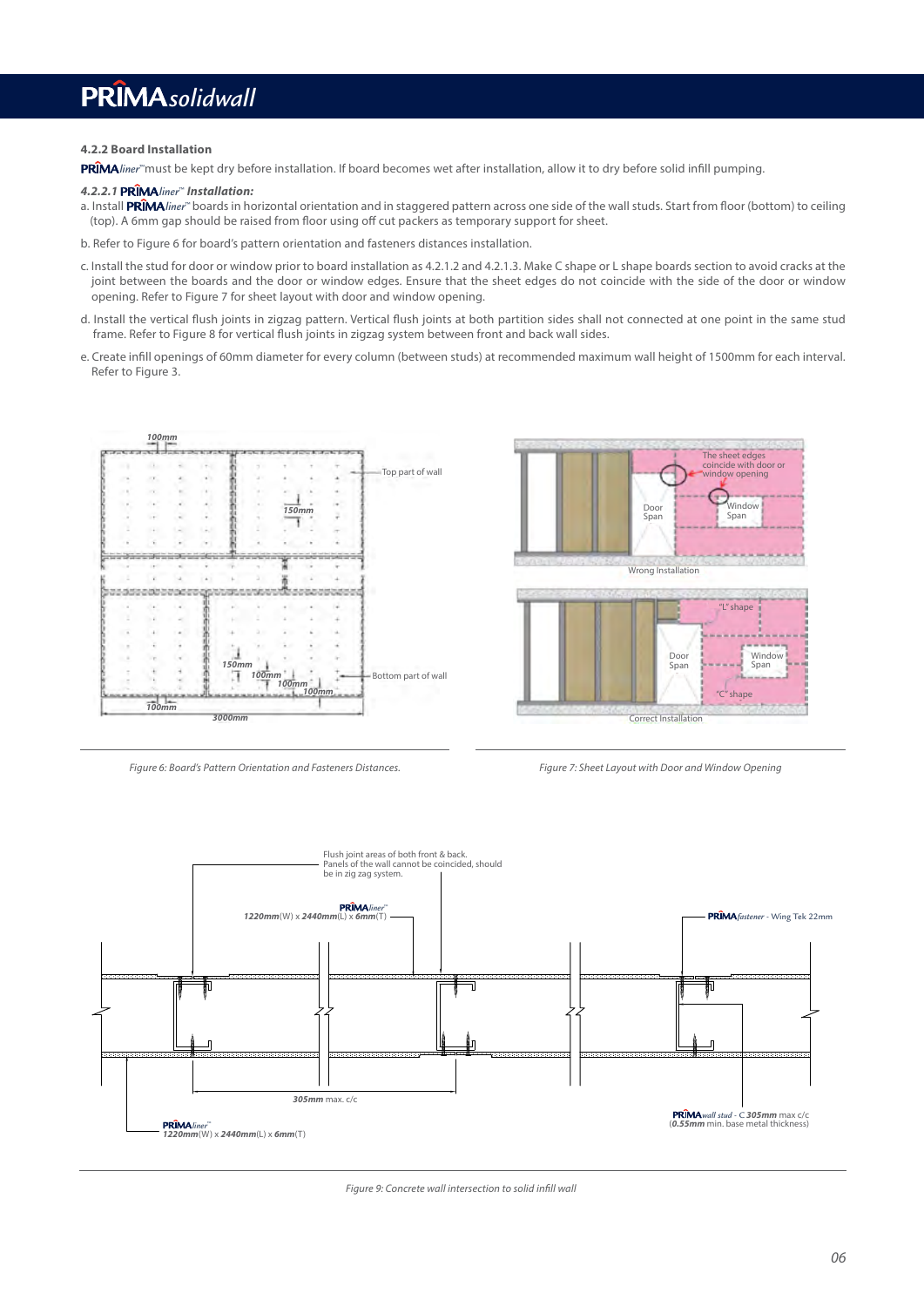#### 4.2.2 Board Installation

PRIMA liner™ must be kept dry before installation. If board becomes wet after installation, allow it to dry before solid infill pumping.

##### *4.2.2.1 PRIMA liner™ Installation:*

a. Install PRIMA liner™ boards in horizontal orientation and in staggered pattern across one side of the wall studs. Start from floor (bottom) to ceiling (top). A 6mm gap should be raised from floor using off cut packers as temporary support for sheet.

b. Refer to Figure 6 for board's pattern orientation and fasteners distances installation.

c. Install the stud for door or window prior to board installation as 4.2.1.2 and 4.2.1.3. Make C shape or L shape boards section to avoid cracks at the joint between the boards and the door or window edges. Ensure that the sheet edges do not coincide with the side of the door or window opening. Refer to Figure 7 for sheet layout with door and window opening.

d. Install the vertical flush joints in zigzag pattern. Vertical flush joints at both partition sides shall not connected at one point in the same stud frame. Refer to Figure 8 for vertical flush joints in zigzag system between front and back wall sides.

e. Create infill openings of 60mm diameter for every column (between studs) at recommended maximum wall height of 1500mm for each interval. Refer to Figure 3.

*Figure 6: Board's Pattern Orientation and Fasteners Distances.*

*Figure 7: Sheet Layout with Door and Window Opening*

*Figure 9: Concrete wall intersection to solid infill wall*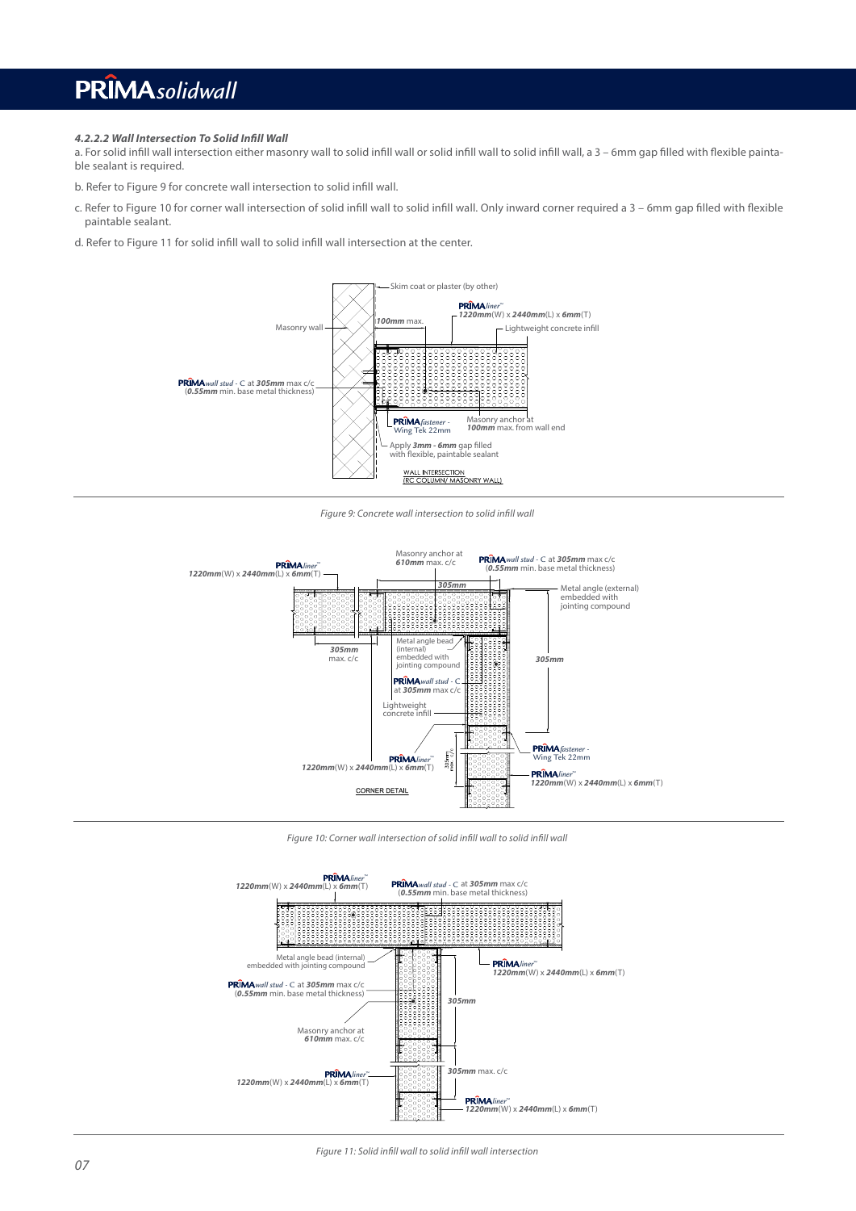#### *4.2.2.2 Wall Intersection To Solid Infill Wall*

a. For solid infill wall intersection either masonry wall to solid infill wall or solid infill wall to solid infill wall, a 3 – 6mm gap filled with flexible paintable sealant is required.

b. Refer to Figure 9 for concrete wall intersection to solid infill wall.

c. Refer to Figure 10 for corner wall intersection of solid infill wall to solid infill wall. Only inward corner required a 3 – 6mm gap filled with flexible paintable sealant.

d. Refer to Figure 11 for solid infill wall to solid infill wall intersection at the center.

*Figure 9: Concrete wall intersection to solid infill wall*

*Figure 10: Corner wall intersection of solid infill wall to solid infill wall*

*Figure 11: Solid infill wall to solid infill wall intersection*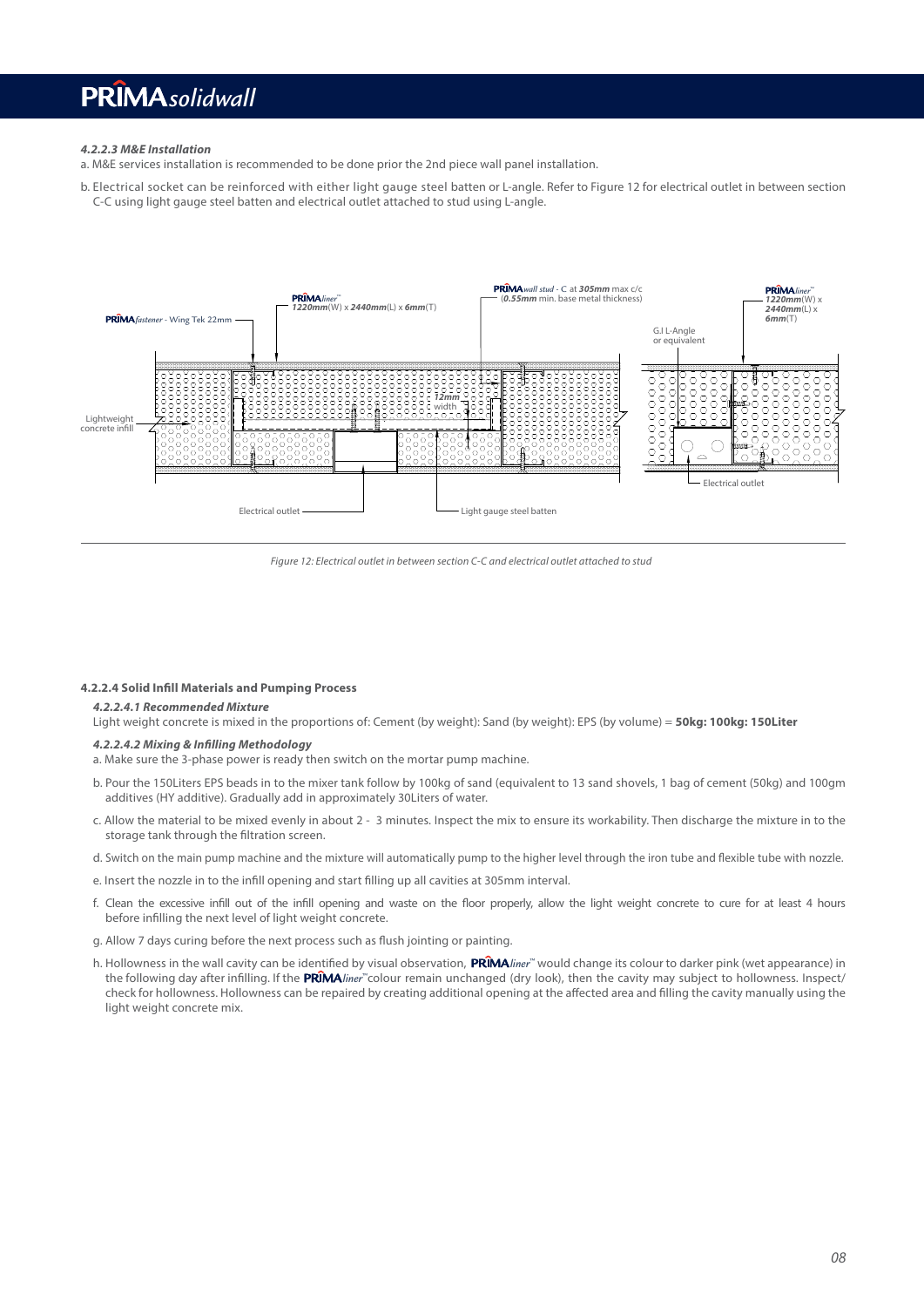#### *4.2.2.3 M&E Installation*

a. M&E services installation is recommended to be done prior the 2nd piece wall panel installation.

b. Electrical socket can be reinforced with either light gauge steel batten or L-angle. Refer to Figure 12 for electrical outlet in between section C-C using light gauge steel batten and electrical outlet attached to stud using L-angle.

*Figure 12: Electrical outlet in between section C-C and electrical outlet attached to stud*

#### 4.2.2.4 Solid Infill Materials and Pumping Process

##### *4.2.2.4.1 Recommended Mixture*

Light weight concrete is mixed in the proportions of: Cement (by weight): Sand (by weight): EPS (by volume) = **50kg: 100kg: 150Liter**

##### *4.2.2.4.2 Mixing & Infilling Methodology*

a. Make sure the 3-phase power is ready then switch on the mortar pump machine.

b. Pour the 150Liters EPS beads in to the mixer tank follow by 100kg of sand (equivalent to 13 sand shovels, 1 bag of cement (50kg) and 100gm additives (HY additive). Gradually add in approximately 30Liters of water.

c. Allow the material to be mixed evenly in about 2 - 3 minutes. Inspect the mix to ensure its workability. Then discharge the mixture in to the storage tank through the filtration screen.

d. Switch on the main pump machine and the mixture will automatically pump to the higher level through the iron tube and flexible tube with nozzle.

e. Insert the nozzle in to the infill opening and start filling up all cavities at 305mm interval.

f. Clean the excessive infill out of the infill opening and waste on the floor properly, allow the light weight concrete to cure for at least 4 hours before infilling the next level of light weight concrete.

g. Allow 7 days curing before the next process such as flush jointing or painting.

h. Hollowness in the wall cavity can be identified by visual observation, **PRIMA***liner*™ would change its colour to darker pink (wet appearance) in the following day after infilling. If the **PRIMA***liner*™colour remain unchanged (dry look), then the cavity may subject to hollowness. Inspect/ check for hollowness. Hollowness can be repaired by creating additional opening at the affected area and filling the cavity manually using the light weight concrete mix.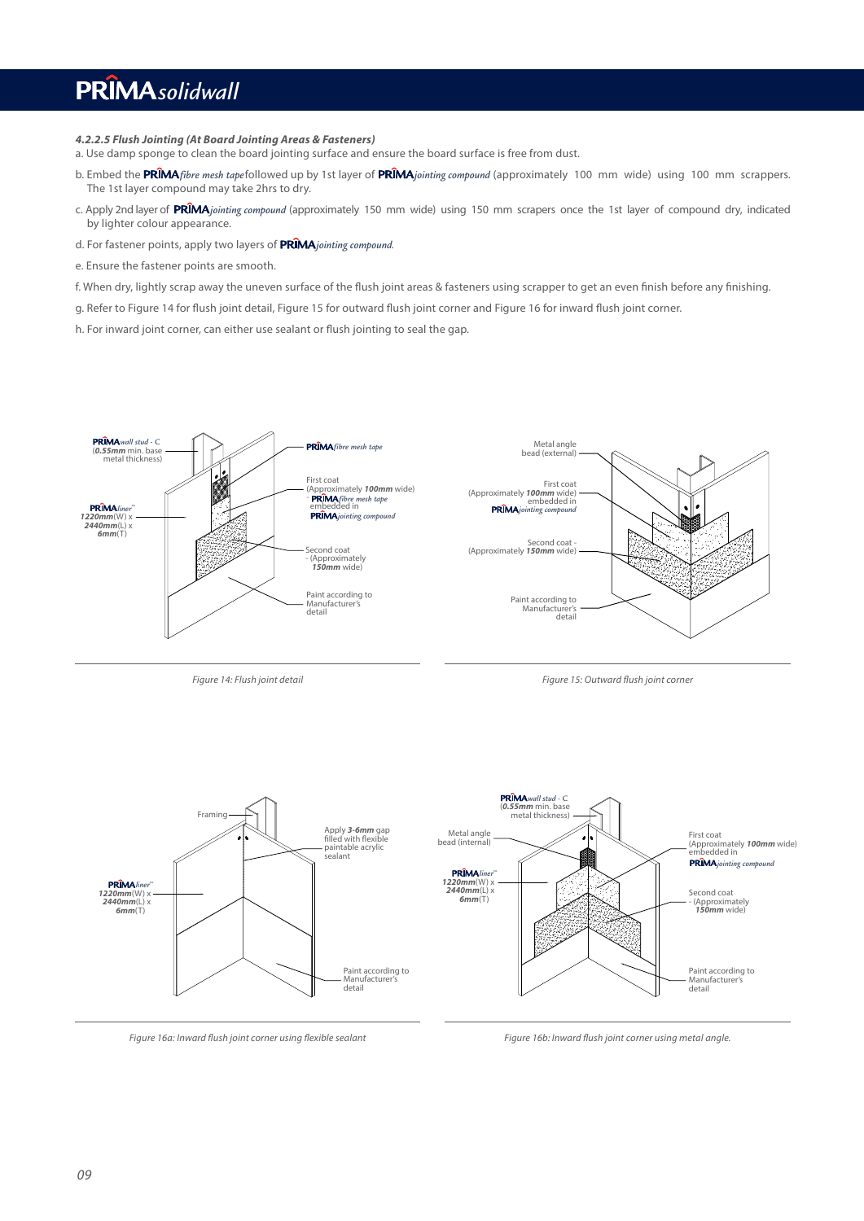#### *4.2.2.5 Flush Jointing (At Board Jointing Areas & Fasteners)*

a. Use damp sponge to clean the board jointing surface and ensure the board surface is free from dust.

b. Embed the **PRIMA***fibre mesh tape* followed up by 1st layer of **PRIMA***jointing compound* (approximately 100 mm wide) using 100 mm scrappers. The 1st layer compound may take 2hrs to dry.

c. Apply 2nd layer of **PRIMA***jointing compound* (approximately 150 mm wide) using 150 mm scrapers once the 1st layer of compound dry, indicated by lighter colour appearance.

d. For fastener points, apply two layers of **PRIMA***jointing compound*.

e. Ensure the fastener points are smooth.

f. When dry, lightly scrap away the uneven surface of the flush joint areas & fasteners using scrapper to get an even finish before any finishing.

g. Refer to Figure 14 for flush joint detail, Figure 15 for outward flush joint corner and Figure 16 for inward flush joint corner.

h. For inward joint corner, can either use sealant or flush jointing to seal the gap.

*Figure 14: Flush joint detail*

*Figure 15: Outward flush joint corner*

*Figure 16a: Inward flush joint corner using flexible sealant*

*Figure 16b: Inward flush joint corner using metal angle.*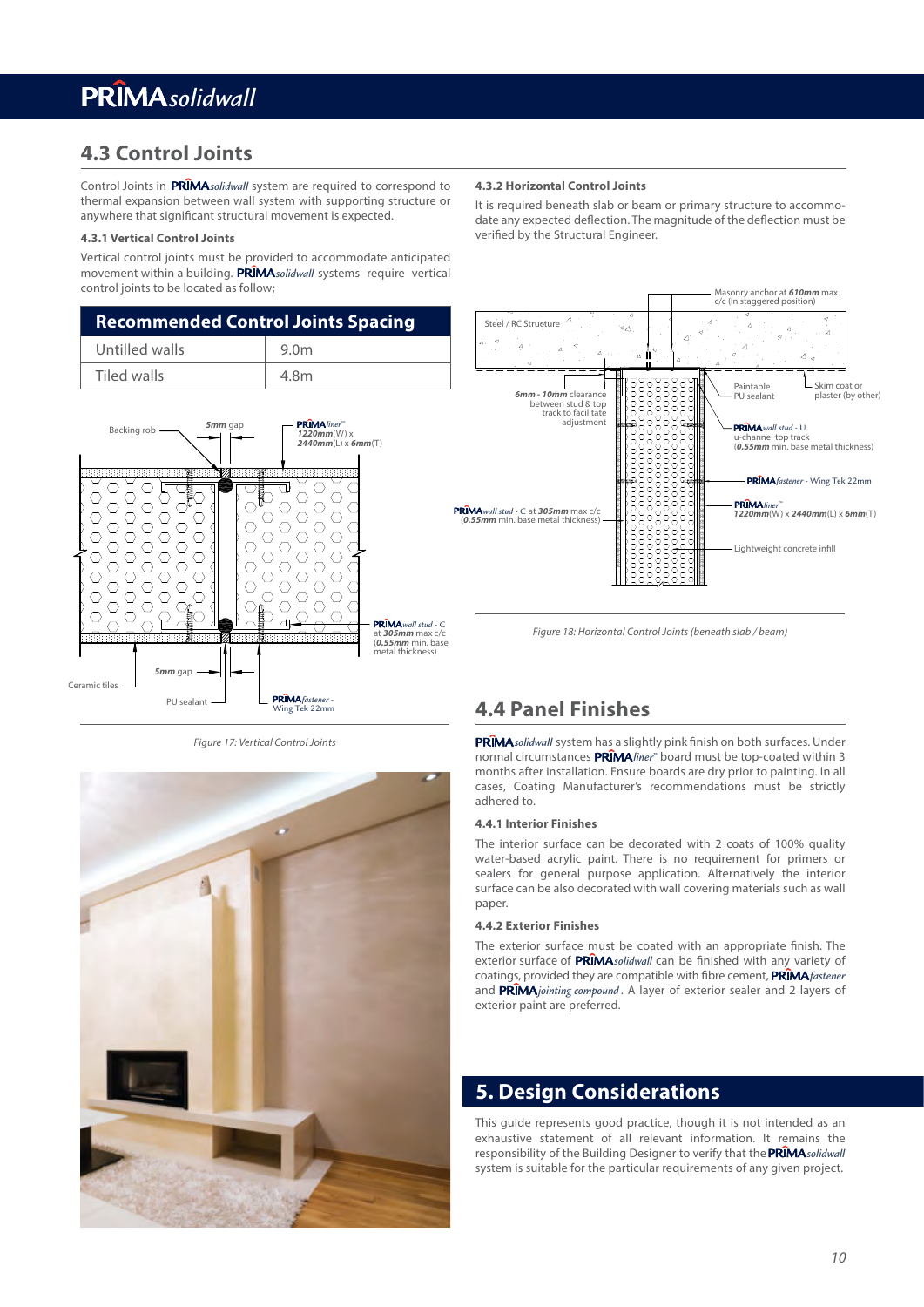## 4.3 Control Joints

Control Joints in PRIMA*solidwall* system are required to correspond to thermal expansion between wall system with supporting structure or anywhere that significant structural movement is expected.

#### 4.3.1 Vertical Control Joints

Vertical control joints must be provided to accommodate anticipated movement within a building. PRIMA*solidwall* systems require vertical control joints to be located as follow;

| Recommended Control Joints Spacing | |
|---|---|
| Untilled walls | 9.0m |
| Tiled walls | 4.8m |

*Figure 17: Vertical Control Joints*

#### 4.3.2 Horizontal Control Joints

It is required beneath slab or beam or primary structure to accommodate any expected deflection. The magnitude of the deflection must be verified by the Structural Engineer.

*Figure 18: Horizontal Control Joints (beneath slab / beam)*

## 4.4 Panel Finishes

PRIMA*solidwall* system has a slightly pink finish on both surfaces. Under normal circumstances PRIMA*liner*™ board must be top-coated within 3 months after installation. Ensure boards are dry prior to painting. In all cases, Coating Manufacturer's recommendations must be strictly adhered to.

#### 4.4.1 Interior Finishes

The interior surface can be decorated with 2 coats of 100% quality water-based acrylic paint. There is no requirement for primers or sealers for general purpose application. Alternatively the interior surface can be also decorated with wall covering materials such as wall paper.

#### 4.4.2 Exterior Finishes

The exterior surface must be coated with an appropriate finish. The exterior surface of PRIMA*solidwall* can be finished with any variety of coatings, provided they are compatible with fibre cement, PRIMA*fastener* and PRIMA*jointing compound*. A layer of exterior sealer and 2 layers of exterior paint are preferred.

## 5. Design Considerations

This guide represents good practice, though it is not intended as an exhaustive statement of all relevant information. It remains the responsibility of the Building Designer to verify that the PRIMA*solidwall* system is suitable for the particular requirements of any given project.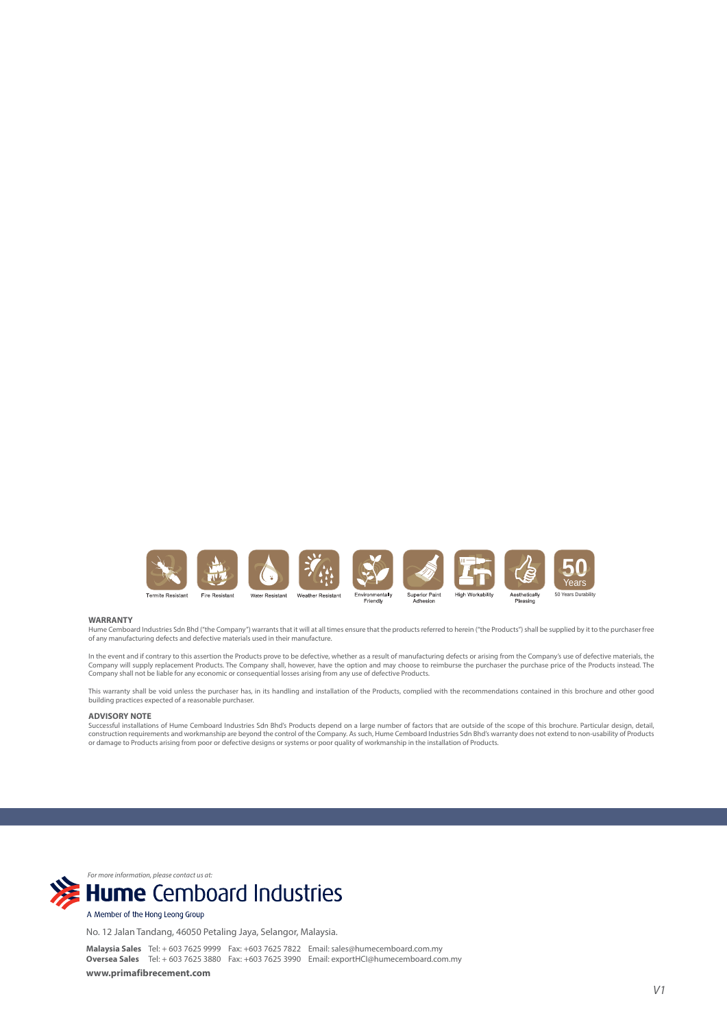Termite Resistant | Fire Resistant | Water Resistant | Weather Resistant | Environmentally Friendly | Superior Paint Adhesion | High Workability | Aesthetically Pleasing | 50 Years Durability

**WARRANTY**

Hume Cemboard Industries Sdn Bhd ("the Company") warrants that it will at all times ensure that the products referred to herein ("the Products") shall be supplied by it to the purchaser free of any manufacturing defects and defective materials used in their manufacture.

In the event and if contrary to this assertion the Products prove to be defective, whether as a result of manufacturing defects or arising from the Company's use of defective materials, the Company will supply replacement Products. The Company shall, however, have the option and may choose to reimburse the purchaser the purchase price of the Products instead. The Company shall not be liable for any economic or consequential losses arising from any use of defective Products.

This warranty shall be void unless the purchaser has, in its handling and installation of the Products, complied with the recommendations contained in this brochure and other good building practices expected of a reasonable purchaser.

**ADVISORY NOTE**

Successful installations of Hume Cemboard Industries Sdn Bhd's Products depend on a large number of factors that are outside of the scope of this brochure. Particular design, detail, construction requirements and workmanship are beyond the control of the Company. As such, Hume Cemboard Industries Sdn Bhd's warranty does not extend to non-usability of Products or damage to Products arising from poor or defective designs or systems or poor quality of workmanship in the installation of Products.

*For more information, please contact us at:*

**Hume** Cemboard Industries

A Member of the Hong Leong Group

No. 12 Jalan Tandang, 46050 Petaling Jaya, Selangor, Malaysia.

**Malaysia Sales** Tel: + 603 7625 9999 Fax: +603 7625 7822 Email: sales@humecemboard.com.my
**Oversea Sales** Tel: + 603 7625 3880 Fax: +603 7625 3990 Email: exportHCI@humecemboard.com.my

**www.primafibrecement.com**

V1